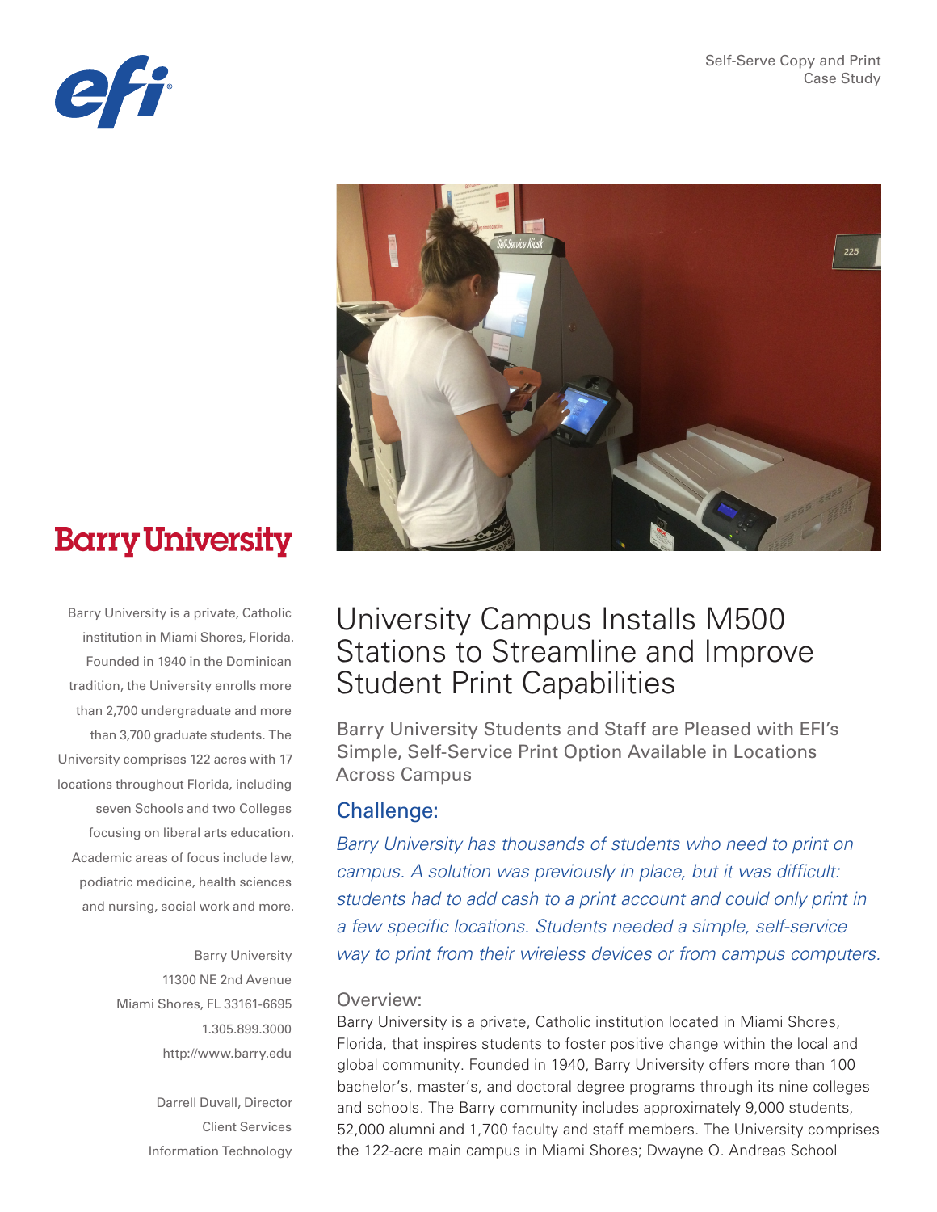Self-Serve Copy and Print Case Study

**Barry University**

Barry University is a private, Catholic institution in Miami Shores, Florida. Founded in 1940 in the Dominican tradition, the University enrolls more than 2,700 undergraduate and more than 3,700 graduate students. The University comprises 122 acres with 17 locations throughout Florida, including seven Schools and two Colleges focusing on liberal arts education. Academic areas of focus include law, podiatric medicine, health sciences and nursing, social work and more.

Barry University
11300 NE 2nd Avenue
Miami Shores, FL 33161-6695
1.305.899.3000
http://www.barry.edu

Darrell Duvall, Director
Client Services
Information Technology

# University Campus Installs M500 Stations to Streamline and Improve Student Print Capabilities

## Barry University Students and Staff are Pleased with EFI's Simple, Self-Service Print Option Available in Locations Across Campus

### Challenge:

*Barry University has thousands of students who need to print on campus. A solution was previously in place, but it was difficult: students had to add cash to a print account and could only print in a few specific locations. Students needed a simple, self-service way to print from their wireless devices or from campus computers.*

### Overview:

Barry University is a private, Catholic institution located in Miami Shores, Florida, that inspires students to foster positive change within the local and global community. Founded in 1940, Barry University offers more than 100 bachelor's, master's, and doctoral degree programs through its nine colleges and schools. The Barry community includes approximately 9,000 students, 52,000 alumni and 1,700 faculty and staff members. The University comprises the 122-acre main campus in Miami Shores; Dwayne O. Andreas School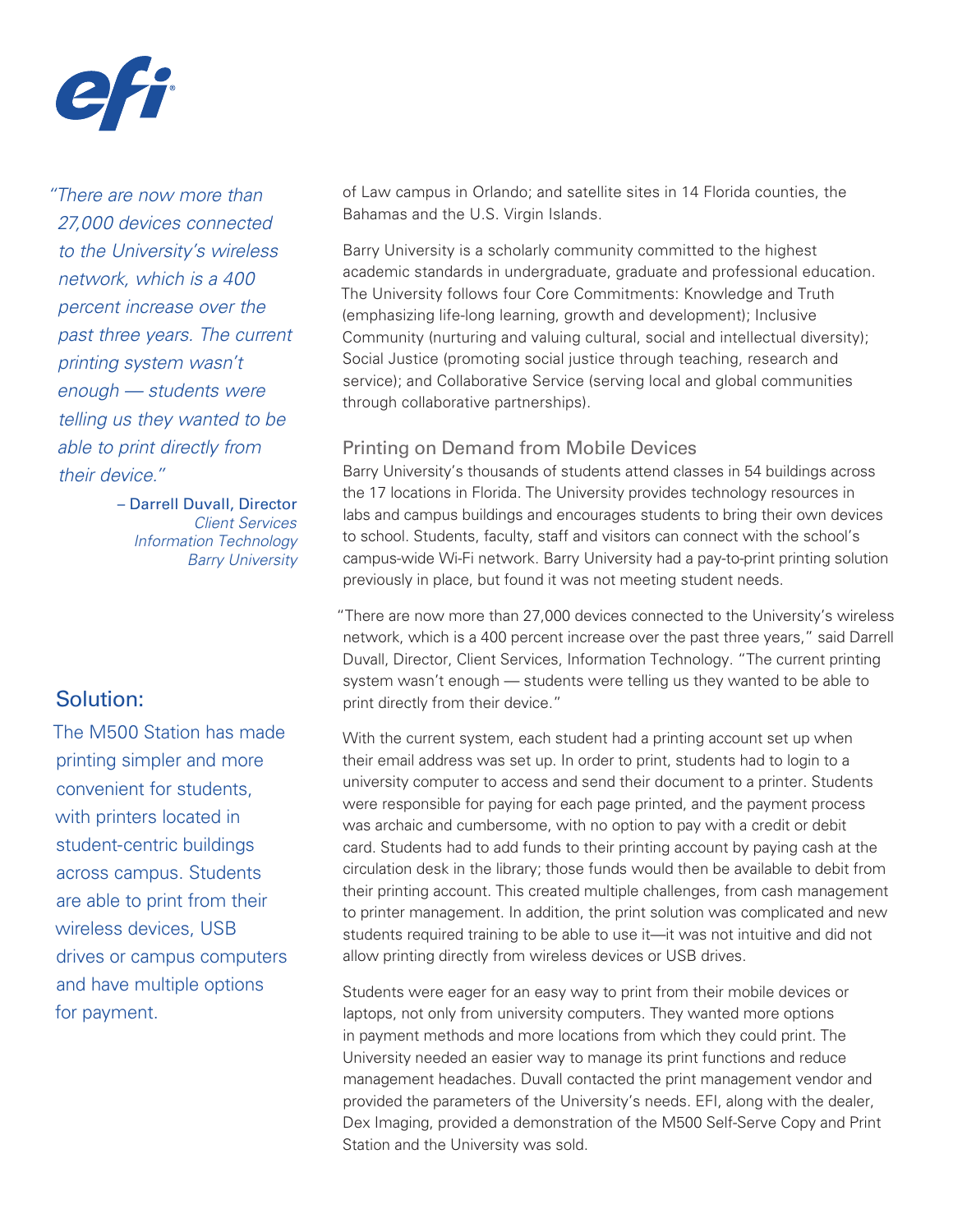> *"There are now more than 27,000 devices connected to the University's wireless network, which is a 400 percent increase over the past three years. The current printing system wasn't enough — students were telling us they wanted to be able to print directly from their device."*
>
> – Darrell Duvall, Director
> *Client Services*
> *Information Technology*
> *Barry University*

## Solution:

The M500 Station has made printing simpler and more convenient for students, with printers located in student-centric buildings across campus. Students are able to print from their wireless devices, USB drives or campus computers and have multiple options for payment.

of Law campus in Orlando; and satellite sites in 14 Florida counties, the Bahamas and the U.S. Virgin Islands.

Barry University is a scholarly community committed to the highest academic standards in undergraduate, graduate and professional education. The University follows four Core Commitments: Knowledge and Truth (emphasizing life-long learning, growth and development); Inclusive Community (nurturing and valuing cultural, social and intellectual diversity); Social Justice (promoting social justice through teaching, research and service); and Collaborative Service (serving local and global communities through collaborative partnerships).

### Printing on Demand from Mobile Devices

Barry University's thousands of students attend classes in 54 buildings across the 17 locations in Florida. The University provides technology resources in labs and campus buildings and encourages students to bring their own devices to school. Students, faculty, staff and visitors can connect with the school's campus-wide Wi-Fi network. Barry University had a pay-to-print printing solution previously in place, but found it was not meeting student needs.

"There are now more than 27,000 devices connected to the University's wireless network, which is a 400 percent increase over the past three years," said Darrell Duvall, Director, Client Services, Information Technology. "The current printing system wasn't enough — students were telling us they wanted to be able to print directly from their device."

With the current system, each student had a printing account set up when their email address was set up. In order to print, students had to login to a university computer to access and send their document to a printer. Students were responsible for paying for each page printed, and the payment process was archaic and cumbersome, with no option to pay with a credit or debit card. Students had to add funds to their printing account by paying cash at the circulation desk in the library; those funds would then be available to debit from their printing account. This created multiple challenges, from cash management to printer management. In addition, the print solution was complicated and new students required training to be able to use it—it was not intuitive and did not allow printing directly from wireless devices or USB drives.

Students were eager for an easy way to print from their mobile devices or laptops, not only from university computers. They wanted more options in payment methods and more locations from which they could print. The University needed an easier way to manage its print functions and reduce management headaches. Duvall contacted the print management vendor and provided the parameters of the University's needs. EFI, along with the dealer, Dex Imaging, provided a demonstration of the M500 Self-Serve Copy and Print Station and the University was sold.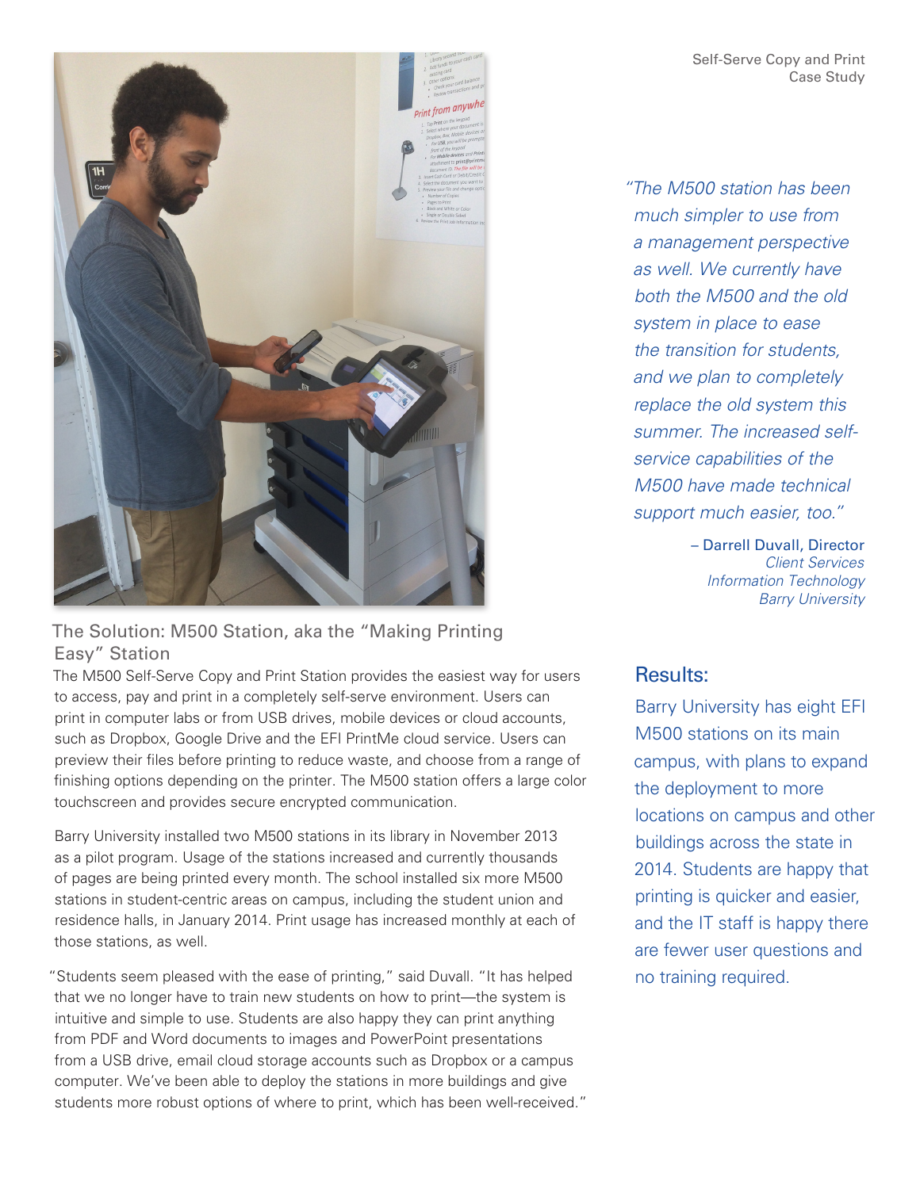## The Solution: M500 Station, aka the "Making Printing Easy" Station

The M500 Self-Serve Copy and Print Station provides the easiest way for users to access, pay and print in a completely self-serve environment. Users can print in computer labs or from USB drives, mobile devices or cloud accounts, such as Dropbox, Google Drive and the EFI PrintMe cloud service. Users can preview their files before printing to reduce waste, and choose from a range of finishing options depending on the printer. The M500 station offers a large color touchscreen and provides secure encrypted communication.

Barry University installed two M500 stations in its library in November 2013 as a pilot program. Usage of the stations increased and currently thousands of pages are being printed every month. The school installed six more M500 stations in student-centric areas on campus, including the student union and residence halls, in January 2014. Print usage has increased monthly at each of those stations, as well.

"Students seem pleased with the ease of printing," said Duvall. "It has helped that we no longer have to train new students on how to print—the system is intuitive and simple to use. Students are also happy they can print anything from PDF and Word documents to images and PowerPoint presentations from a USB drive, email cloud storage accounts such as Dropbox or a campus computer. We've been able to deploy the stations in more buildings and give students more robust options of where to print, which has been well-received."

*"The M500 station has been much simpler to use from a management perspective as well. We currently have both the M500 and the old system in place to ease the transition for students, and we plan to completely replace the old system this summer. The increased self-service capabilities of the M500 have made technical support much easier, too."*

– Darrell Duvall, Director
*Client Services*
*Information Technology*
*Barry University*

## Results:

Barry University has eight EFI M500 stations on its main campus, with plans to expand the deployment to more locations on campus and other buildings across the state in 2014. Students are happy that printing is quicker and easier, and the IT staff is happy there are fewer user questions and no training required.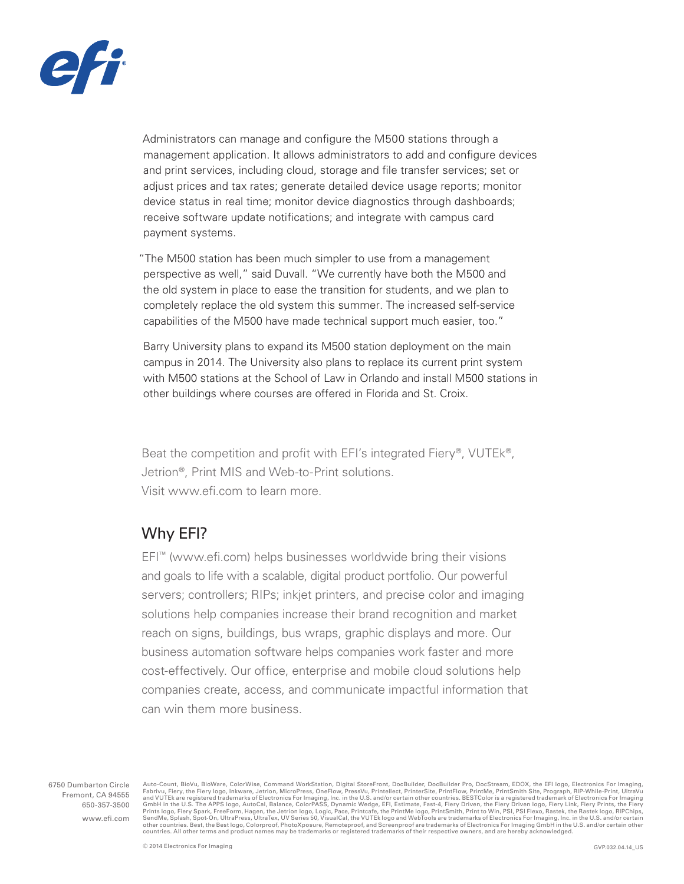Administrators can manage and configure the M500 stations through a management application. It allows administrators to add and configure devices and print services, including cloud, storage and file transfer services; set or adjust prices and tax rates; generate detailed device usage reports; monitor device status in real time; monitor device diagnostics through dashboards; receive software update notifications; and integrate with campus card payment systems.

"The M500 station has been much simpler to use from a management perspective as well," said Duvall. "We currently have both the M500 and the old system in place to ease the transition for students, and we plan to completely replace the old system this summer. The increased self-service capabilities of the M500 have made technical support much easier, too."

Barry University plans to expand its M500 station deployment on the main campus in 2014. The University also plans to replace its current print system with M500 stations at the School of Law in Orlando and install M500 stations in other buildings where courses are offered in Florida and St. Croix.

Beat the competition and profit with EFI's integrated Fiery®, VUTEk®, Jetrion®, Print MIS and Web-to-Print solutions.
Visit www.efi.com to learn more.

## Why EFI?

EFI™ (www.efi.com) helps businesses worldwide bring their visions and goals to life with a scalable, digital product portfolio. Our powerful servers; controllers; RIPs; inkjet printers, and precise color and imaging solutions help companies increase their brand recognition and market reach on signs, buildings, bus wraps, graphic displays and more. Our business automation software helps companies work faster and more cost-effectively. Our office, enterprise and mobile cloud solutions help companies create, access, and communicate impactful information that can win them more business.

6750 Dumbarton Circle
Fremont, CA 94555
650-357-3500
www.efi.com

Auto-Count, BioVu, BioWare, ColorWise, Command WorkStation, Digital StoreFront, DocBuilder, DocBuilder Pro, DocStream, EDOX, the EFI logo, Electronics For Imaging, Fabrivu, Fiery, the Fiery logo, Inkware, Jetrion, MicroPress, OneFlow, PressVu, Printellect, PrinterSite, PrintFlow, PrintMe, PrintSmith Site, Prograph, RIP-While-Print, UltraVu and VUTEk are registered trademarks of Electronics For Imaging, Inc. in the U.S. and/or certain other countries. BESTColor is a registered trademark of Electronics For Imaging GmbH in the U.S. The APPS logo, AutoCal, Balance, ColorPASS, Dynamic Wedge, EFI, Estimate, Fast-4, Fiery Driven, the Fiery Driven logo, Fiery Link, Fiery Prints, the Fiery Prints logo, Fiery Spark, FreeForm, Hagen, the Jetrion logo, Logic, Pace, Printcafe, the PrintMe logo, PrintSmith, Print to Win, PSI, PSI Flexo, Rastek, the Rastek logo, RIPChips, SendMe, Splash, Spot-On, UltraPress, UltraTex, UV Series 50, VisualCal, the VUTEk logo and WebTools are trademarks of Electronics For Imaging, Inc. in the U.S. and/or certain other countries. Best, the Best logo, Colorproof, PhotoXposure, Remoteproof, and Screenproof are trademarks of Electronics For Imaging GmbH in the U.S. and/or certain other countries. All other terms and product names may be trademarks or registered trademarks of their respective owners, and are hereby acknowledged.

© 2014 Electronics For Imaging

GVP.032.04.14_US